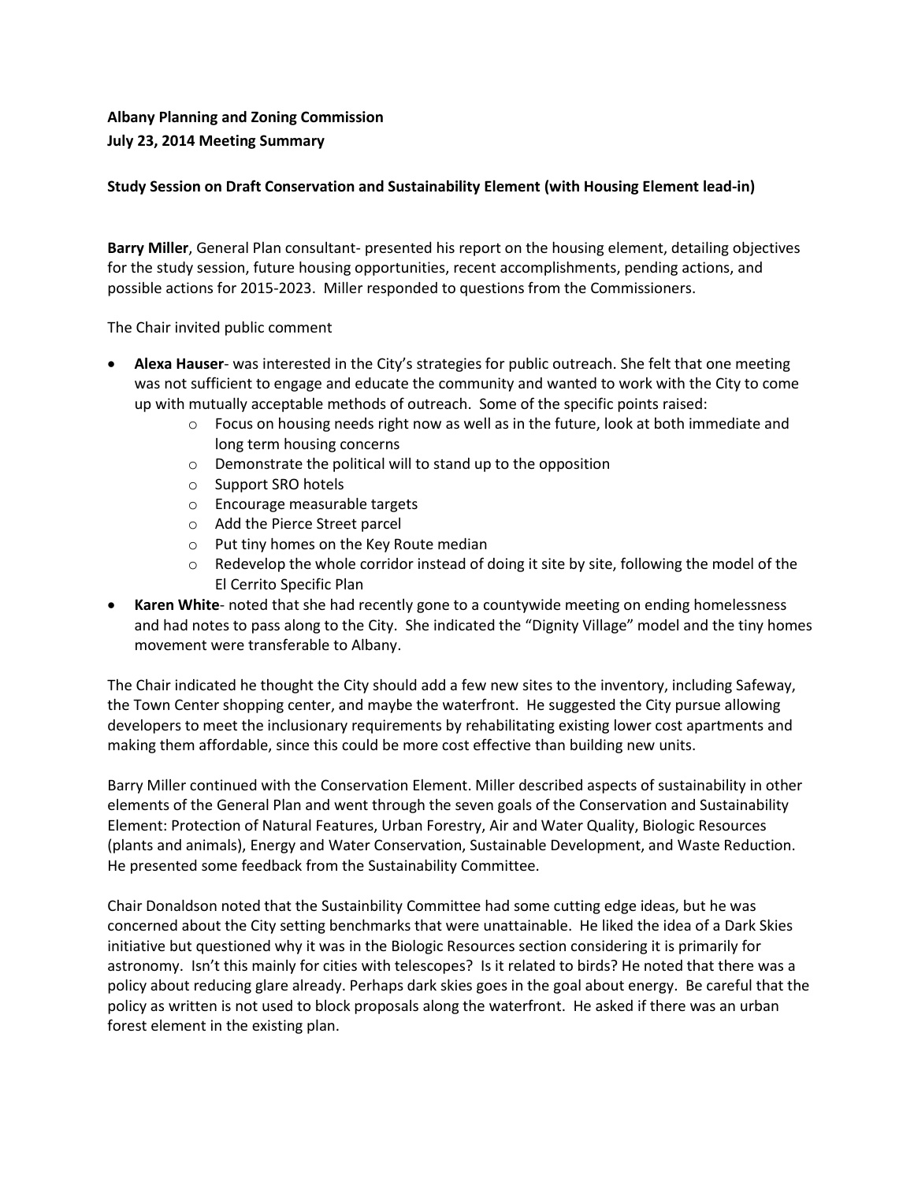**Albany Planning and Zoning Commission**
**July 23, 2014 Meeting Summary**

**Study Session on Draft Conservation and Sustainability Element (with Housing Element lead-in)**

**Barry Miller**, General Plan consultant- presented his report on the housing element, detailing objectives for the study session, future housing opportunities, recent accomplishments, pending actions, and possible actions for 2015-2023. Miller responded to questions from the Commissioners.

The Chair invited public comment

- **Alexa Hauser**- was interested in the City's strategies for public outreach. She felt that one meeting was not sufficient to engage and educate the community and wanted to work with the City to come up with mutually acceptable methods of outreach. Some of the specific points raised:
  - Focus on housing needs right now as well as in the future, look at both immediate and long term housing concerns
  - Demonstrate the political will to stand up to the opposition
  - Support SRO hotels
  - Encourage measurable targets
  - Add the Pierce Street parcel
  - Put tiny homes on the Key Route median
  - Redevelop the whole corridor instead of doing it site by site, following the model of the El Cerrito Specific Plan
- **Karen White**- noted that she had recently gone to a countywide meeting on ending homelessness and had notes to pass along to the City. She indicated the "Dignity Village" model and the tiny homes movement were transferable to Albany.

The Chair indicated he thought the City should add a few new sites to the inventory, including Safeway, the Town Center shopping center, and maybe the waterfront. He suggested the City pursue allowing developers to meet the inclusionary requirements by rehabilitating existing lower cost apartments and making them affordable, since this could be more cost effective than building new units.

Barry Miller continued with the Conservation Element. Miller described aspects of sustainability in other elements of the General Plan and went through the seven goals of the Conservation and Sustainability Element: Protection of Natural Features, Urban Forestry, Air and Water Quality, Biologic Resources (plants and animals), Energy and Water Conservation, Sustainable Development, and Waste Reduction. He presented some feedback from the Sustainability Committee.

Chair Donaldson noted that the Sustainbility Committee had some cutting edge ideas, but he was concerned about the City setting benchmarks that were unattainable. He liked the idea of a Dark Skies initiative but questioned why it was in the Biologic Resources section considering it is primarily for astronomy. Isn't this mainly for cities with telescopes? Is it related to birds? He noted that there was a policy about reducing glare already. Perhaps dark skies goes in the goal about energy. Be careful that the policy as written is not used to block proposals along the waterfront. He asked if there was an urban forest element in the existing plan.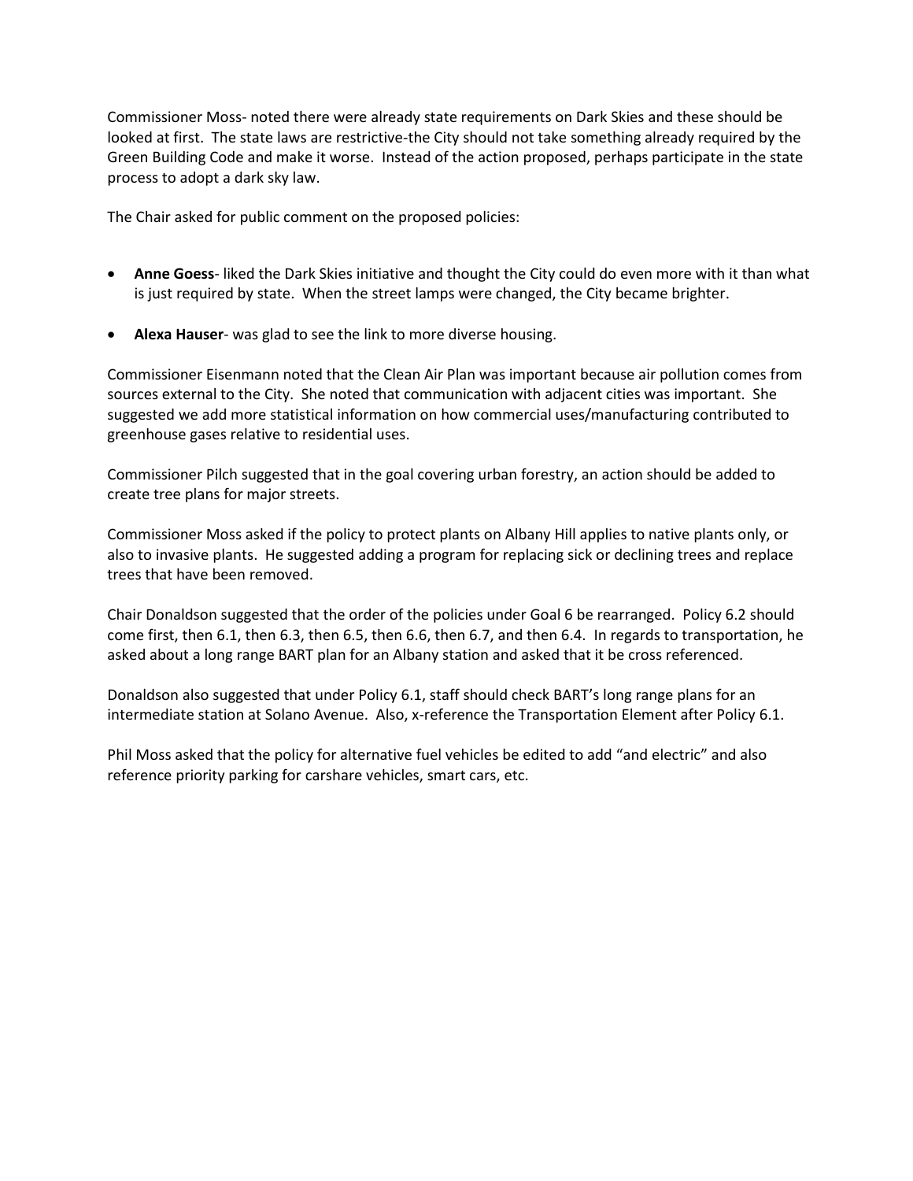Commissioner Moss- noted there were already state requirements on Dark Skies and these should be looked at first. The state laws are restrictive-the City should not take something already required by the Green Building Code and make it worse. Instead of the action proposed, perhaps participate in the state process to adopt a dark sky law.

The Chair asked for public comment on the proposed policies:

- **Anne Goess**- liked the Dark Skies initiative and thought the City could do even more with it than what is just required by state. When the street lamps were changed, the City became brighter.
- **Alexa Hauser**- was glad to see the link to more diverse housing.

Commissioner Eisenmann noted that the Clean Air Plan was important because air pollution comes from sources external to the City. She noted that communication with adjacent cities was important. She suggested we add more statistical information on how commercial uses/manufacturing contributed to greenhouse gases relative to residential uses.

Commissioner Pilch suggested that in the goal covering urban forestry, an action should be added to create tree plans for major streets.

Commissioner Moss asked if the policy to protect plants on Albany Hill applies to native plants only, or also to invasive plants. He suggested adding a program for replacing sick or declining trees and replace trees that have been removed.

Chair Donaldson suggested that the order of the policies under Goal 6 be rearranged. Policy 6.2 should come first, then 6.1, then 6.3, then 6.5, then 6.6, then 6.7, and then 6.4. In regards to transportation, he asked about a long range BART plan for an Albany station and asked that it be cross referenced.

Donaldson also suggested that under Policy 6.1, staff should check BART's long range plans for an intermediate station at Solano Avenue. Also, x-reference the Transportation Element after Policy 6.1.

Phil Moss asked that the policy for alternative fuel vehicles be edited to add "and electric" and also reference priority parking for carshare vehicles, smart cars, etc.